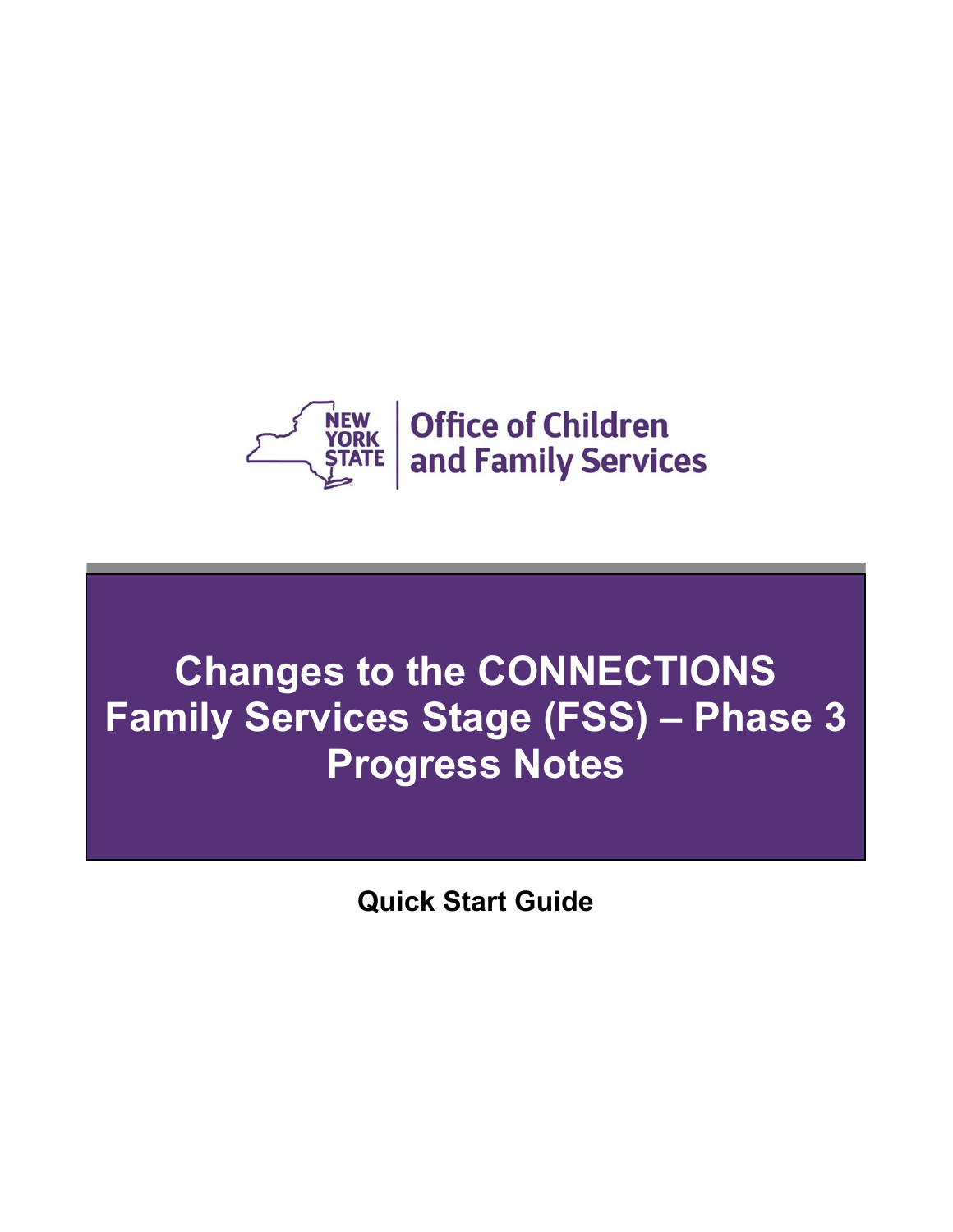NEW YORK STATE | Office of Children and Family Services

# Changes to the CONNECTIONS Family Services Stage (FSS) – Phase 3 Progress Notes

**Quick Start Guide**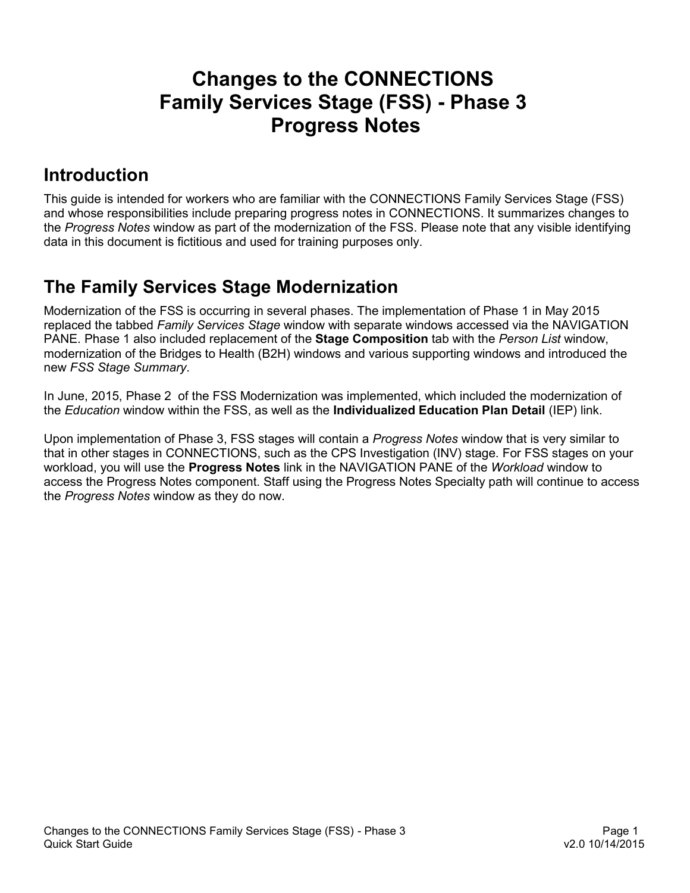# Changes to the CONNECTIONS Family Services Stage (FSS) - Phase 3 Progress Notes

## Introduction

This guide is intended for workers who are familiar with the CONNECTIONS Family Services Stage (FSS) and whose responsibilities include preparing progress notes in CONNECTIONS. It summarizes changes to the *Progress Notes* window as part of the modernization of the FSS. Please note that any visible identifying data in this document is fictitious and used for training purposes only.

## The Family Services Stage Modernization

Modernization of the FSS is occurring in several phases. The implementation of Phase 1 in May 2015 replaced the tabbed *Family Services Stage* window with separate windows accessed via the NAVIGATION PANE. Phase 1 also included replacement of the **Stage Composition** tab with the *Person List* window, modernization of the Bridges to Health (B2H) windows and various supporting windows and introduced the new *FSS Stage Summary*.

In June, 2015, Phase 2 of the FSS Modernization was implemented, which included the modernization of the *Education* window within the FSS, as well as the **Individualized Education Plan Detail** (IEP) link.

Upon implementation of Phase 3, FSS stages will contain a *Progress Notes* window that is very similar to that in other stages in CONNECTIONS, such as the CPS Investigation (INV) stage. For FSS stages on your workload, you will use the **Progress Notes** link in the NAVIGATION PANE of the *Workload* window to access the Progress Notes component. Staff using the Progress Notes Specialty path will continue to access the *Progress Notes* window as they do now.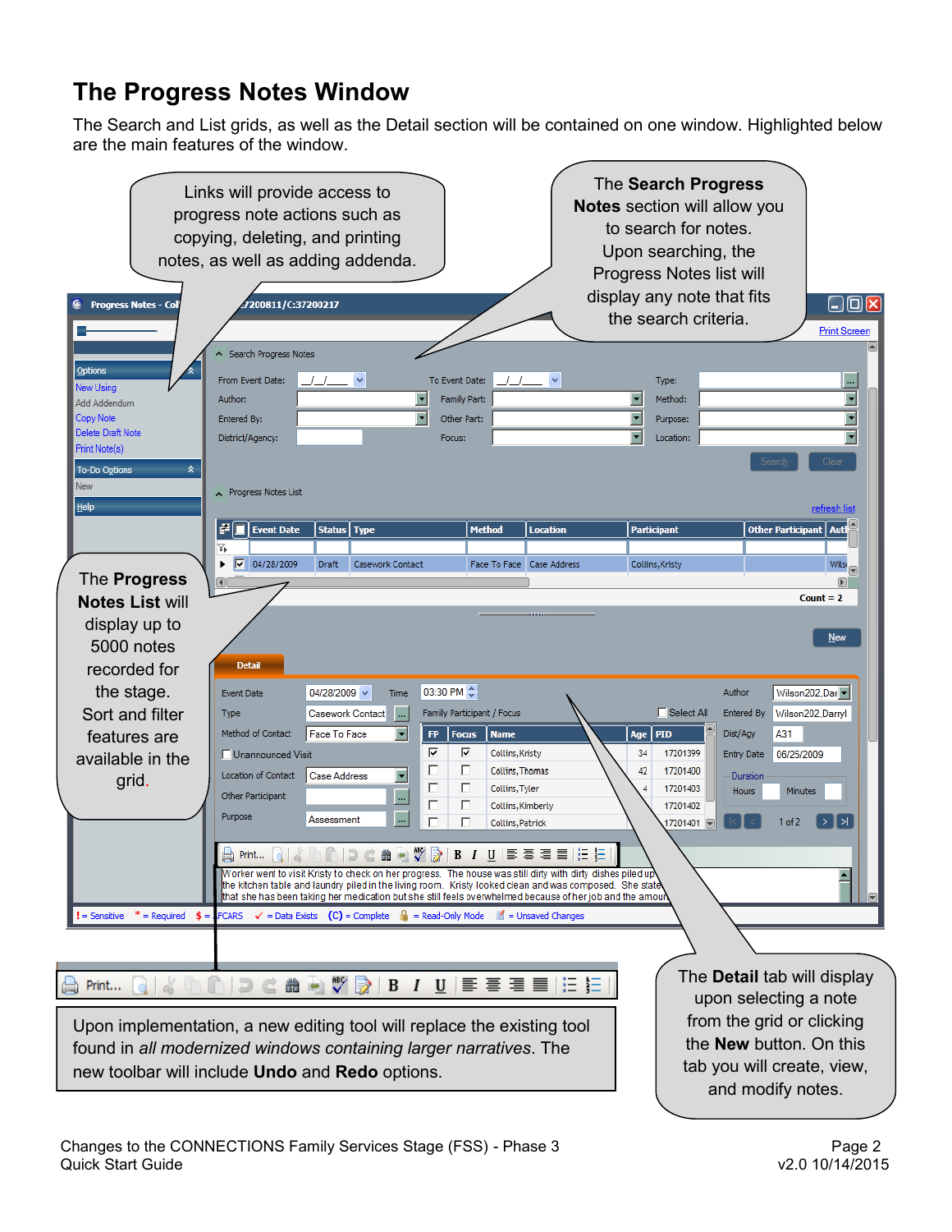# The Progress Notes Window

The Search and List grids, as well as the Detail section will be contained on one window. Highlighted below are the main features of the window.

Links will provide access to progress note actions such as copying, deleting, and printing notes, as well as adding addenda.

The **Search Progress Notes** section will allow you to search for notes. Upon searching, the Progress Notes list will display any note that fits the search criteria.

The **Progress Notes List** will display up to 5000 notes recorded for the stage. Sort and filter features are available in the grid.

The **Detail** tab will display upon selecting a note from the grid or clicking the **New** button. On this tab you will create, view, and modify notes.

Upon implementation, a new editing tool will replace the existing tool found in *all modernized windows containing larger narratives*. The new toolbar will include **Undo** and **Redo** options.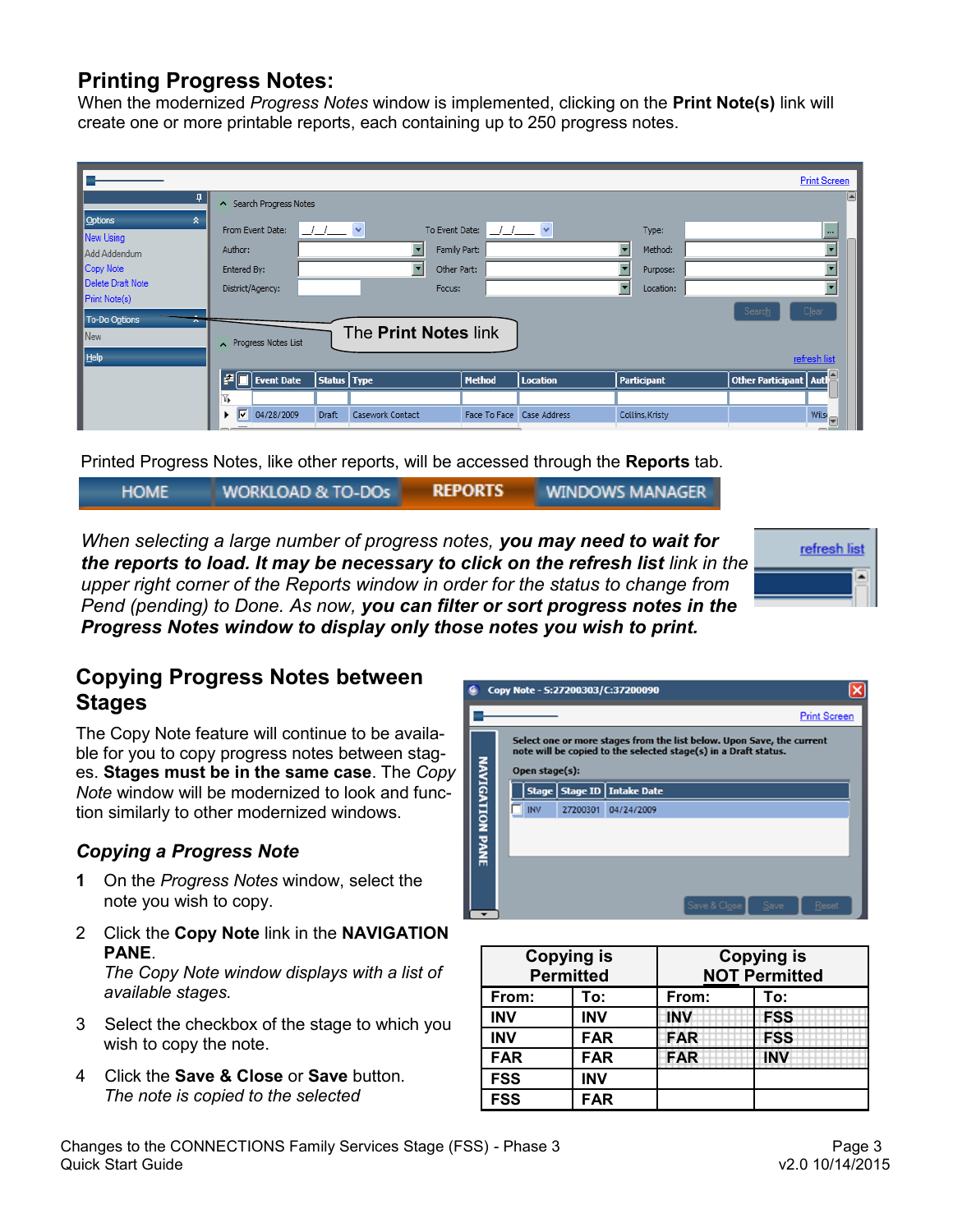## Printing Progress Notes:

When the modernized *Progress Notes* window is implemented, clicking on the **Print Note(s)** link will create one or more printable reports, each containing up to 250 progress notes.

Printed Progress Notes, like other reports, will be accessed through the **Reports** tab.

*When selecting a large number of progress notes,* ***you may need to wait for the reports to load. It may be necessary to click on the refresh list*** *link in the upper right corner of the Reports window in order for the status to change from Pend (pending) to Done. As now,* ***you can filter or sort progress notes in the Progress Notes window to display only those notes you wish to print.***

## Copying Progress Notes between Stages

The Copy Note feature will continue to be available for you to copy progress notes between stages. **Stages must be in the same case**. The *Copy Note* window will be modernized to look and function similarly to other modernized windows.

### *Copying a Progress Note*

1. On the *Progress Notes* window, select the note you wish to copy.
2. Click the **Copy Note** link in the **NAVIGATION PANE**.
   *The Copy Note window displays with a list of available stages.*
3. Select the checkbox of the stage to which you wish to copy the note.
4. Click the **Save & Close** or **Save** button.
   *The note is copied to the selected*

| Copying is Permitted | | Copying is NOT Permitted | |
|---|---|---|---|
| **From:** | **To:** | **From:** | **To:** |
| **INV** | **INV** | **INV** | **FSS** |
| **INV** | **FAR** | **FAR** | **FSS** |
| **FAR** | **FAR** | **FAR** | **INV** |
| **FSS** | **INV** | | |
| **FSS** | **FAR** | | |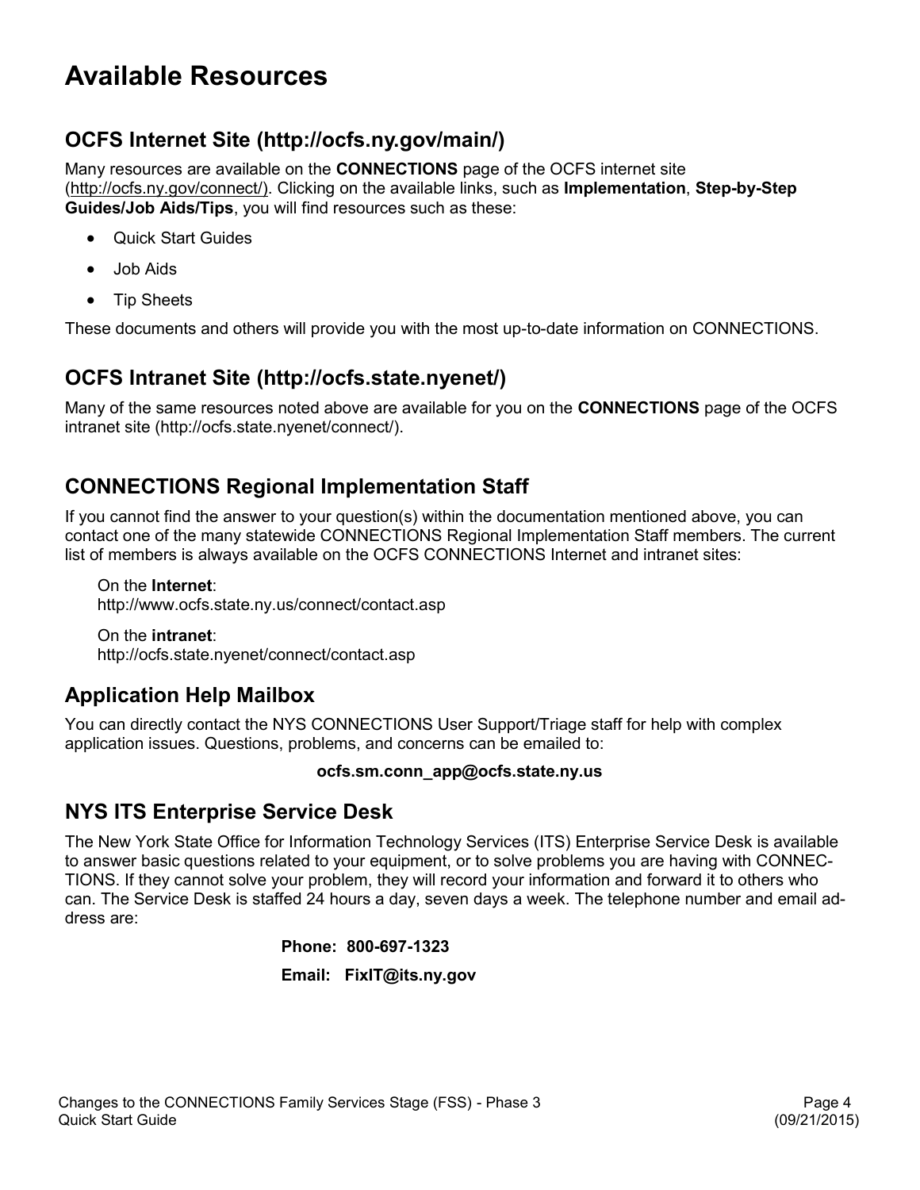# Available Resources

## OCFS Internet Site (http://ocfs.ny.gov/main/)

Many resources are available on the **CONNECTIONS** page of the OCFS internet site (http://ocfs.ny.gov/connect/). Clicking on the available links, such as **Implementation**, **Step-by-Step Guides/Job Aids/Tips**, you will find resources such as these:

- Quick Start Guides
- Job Aids
- Tip Sheets

These documents and others will provide you with the most up-to-date information on CONNECTIONS.

## OCFS Intranet Site (http://ocfs.state.nyenet/)

Many of the same resources noted above are available for you on the **CONNECTIONS** page of the OCFS intranet site (http://ocfs.state.nyenet/connect/).

## CONNECTIONS Regional Implementation Staff

If you cannot find the answer to your question(s) within the documentation mentioned above, you can contact one of the many statewide CONNECTIONS Regional Implementation Staff members. The current list of members is always available on the OCFS CONNECTIONS Internet and intranet sites:

On the **Internet**:
http://www.ocfs.state.ny.us/connect/contact.asp

On the **intranet**:
http://ocfs.state.nyenet/connect/contact.asp

## Application Help Mailbox

You can directly contact the NYS CONNECTIONS User Support/Triage staff for help with complex application issues. Questions, problems, and concerns can be emailed to:

**ocfs.sm.conn_app@ocfs.state.ny.us**

## NYS ITS Enterprise Service Desk

The New York State Office for Information Technology Services (ITS) Enterprise Service Desk is available to answer basic questions related to your equipment, or to solve problems you are having with CONNECTIONS. If they cannot solve your problem, they will record your information and forward it to others who can. The Service Desk is staffed 24 hours a day, seven days a week. The telephone number and email address are:

**Phone: 800-697-1323**

**Email: FixIT@its.ny.gov**